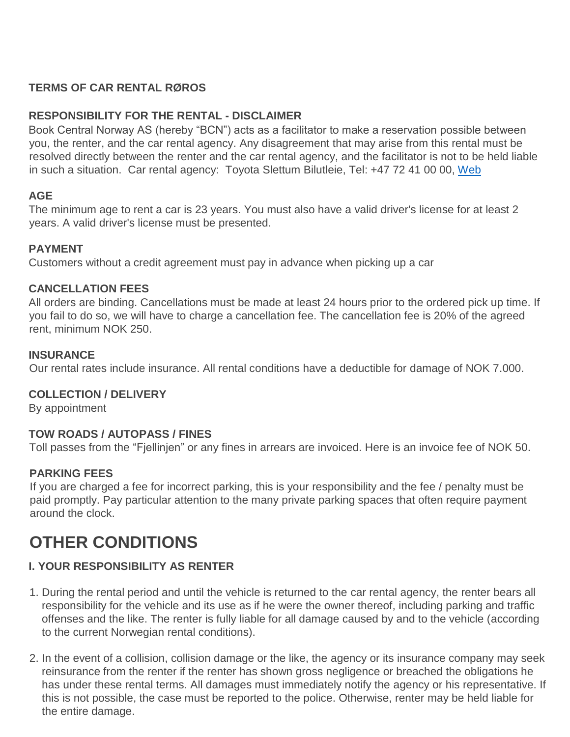**TERMS OF CAR RENTAL RØROS**

**RESPONSIBILITY FOR THE RENTAL - DISCLAIMER**

Book Central Norway AS (hereby "BCN") acts as a facilitator to make a reservation possible between you, the renter, and the car rental agency. Any disagreement that may arise from this rental must be resolved directly between the renter and the car rental agency, and the facilitator is not to be held liable in such a situation. Car rental agency: Toyota Slettum Bilutleie, Tel: +47 72 41 00 00, Web

**AGE**

The minimum age to rent a car is 23 years. You must also have a valid driver's license for at least 2 years. A valid driver's license must be presented.

**PAYMENT**

Customers without a credit agreement must pay in advance when picking up a car

**CANCELLATION FEES**

All orders are binding. Cancellations must be made at least 24 hours prior to the ordered pick up time. If you fail to do so, we will have to charge a cancellation fee. The cancellation fee is 20% of the agreed rent, minimum NOK 250.

**INSURANCE**

Our rental rates include insurance. All rental conditions have a deductible for damage of NOK 7.000.

**COLLECTION / DELIVERY**

By appointment

**TOW ROADS / AUTOPASS / FINES**

Toll passes from the "Fjellinjen" or any fines in arrears are invoiced. Here is an invoice fee of NOK 50.

**PARKING FEES**

If you are charged a fee for incorrect parking, this is your responsibility and the fee / penalty must be paid promptly. Pay particular attention to the many private parking spaces that often require payment around the clock.

# OTHER CONDITIONS

**I. YOUR RESPONSIBILITY AS RENTER**

1. During the rental period and until the vehicle is returned to the car rental agency, the renter bears all responsibility for the vehicle and its use as if he were the owner thereof, including parking and traffic offenses and the like. The renter is fully liable for all damage caused by and to the vehicle (according to the current Norwegian rental conditions).

2. In the event of a collision, collision damage or the like, the agency or its insurance company may seek reinsurance from the renter if the renter has shown gross negligence or breached the obligations he has under these rental terms. All damages must immediately notify the agency or his representative. If this is not possible, the case must be reported to the police. Otherwise, renter may be held liable for the entire damage.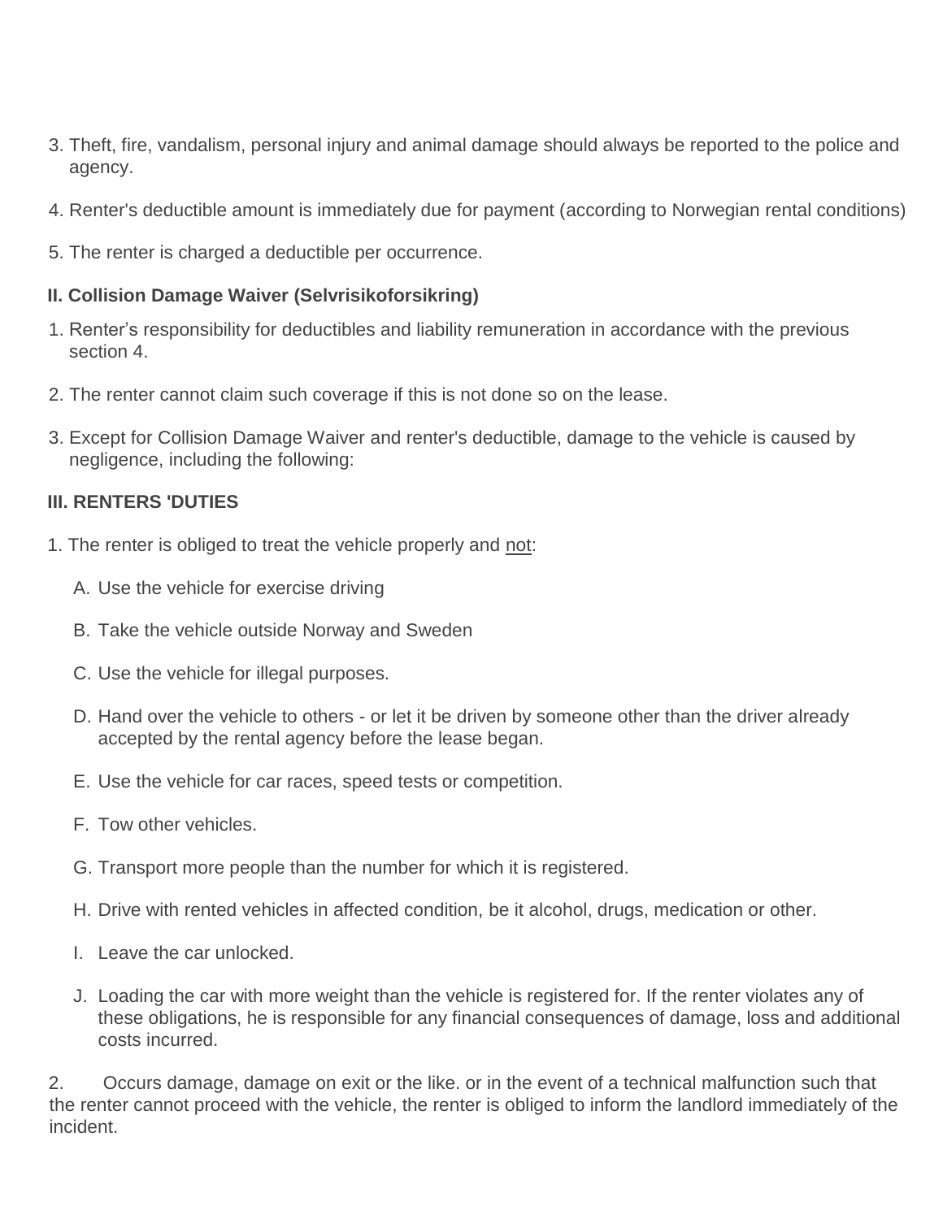3. Theft, fire, vandalism, personal injury and animal damage should always be reported to the police and agency.

4. Renter's deductible amount is immediately due for payment (according to Norwegian rental conditions)

5. The renter is charged a deductible per occurrence.

**II. Collision Damage Waiver (Selvrisikoforsikring)**

1. Renter's responsibility for deductibles and liability remuneration in accordance with the previous section 4.

2. The renter cannot claim such coverage if this is not done so on the lease.

3. Except for Collision Damage Waiver and renter's deductible, damage to the vehicle is caused by negligence, including the following:

**III. RENTERS 'DUTIES**

1. The renter is obliged to treat the vehicle properly and <u>not</u>:

   A. Use the vehicle for exercise driving

   B. Take the vehicle outside Norway and Sweden

   C. Use the vehicle for illegal purposes.

   D. Hand over the vehicle to others - or let it be driven by someone other than the driver already accepted by the rental agency before the lease began.

   E. Use the vehicle for car races, speed tests or competition.

   F. Tow other vehicles.

   G. Transport more people than the number for which it is registered.

   H. Drive with rented vehicles in affected condition, be it alcohol, drugs, medication or other.

   I. Leave the car unlocked.

   J. Loading the car with more weight than the vehicle is registered for. If the renter violates any of these obligations, he is responsible for any financial consequences of damage, loss and additional costs incurred.

2. Occurs damage, damage on exit or the like. or in the event of a technical malfunction such that the renter cannot proceed with the vehicle, the renter is obliged to inform the landlord immediately of the incident.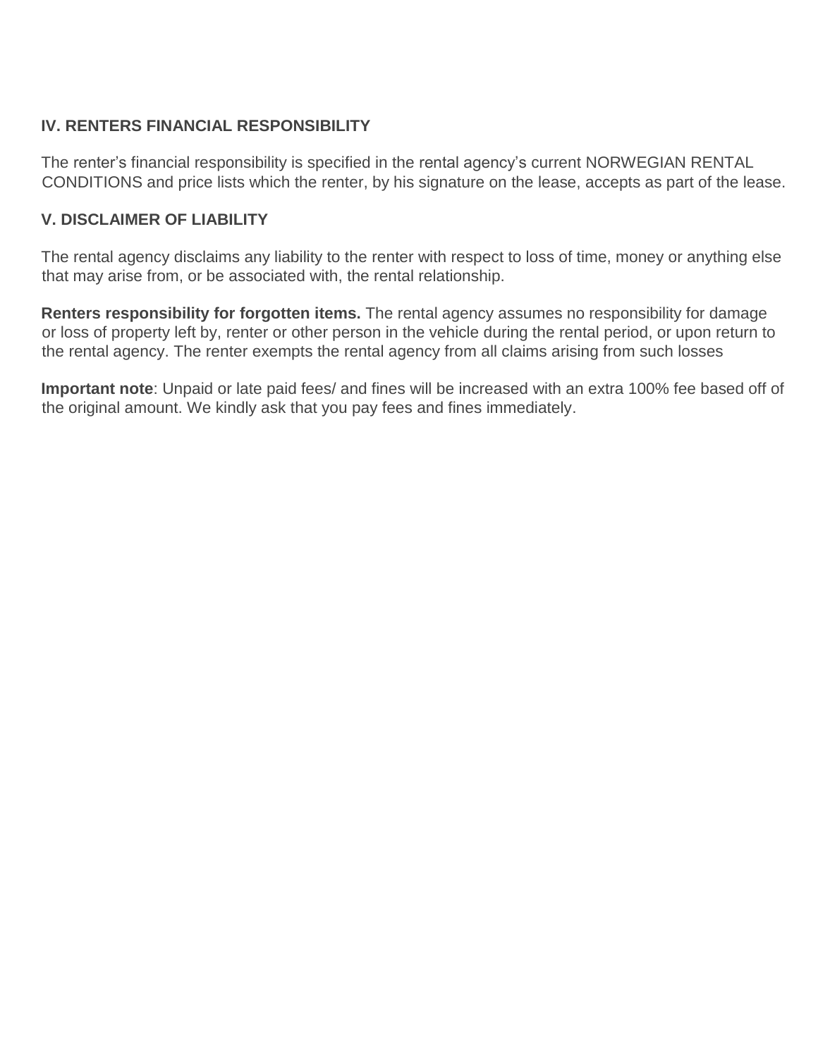## IV. RENTERS FINANCIAL RESPONSIBILITY

The renter's financial responsibility is specified in the rental agency's current NORWEGIAN RENTAL CONDITIONS and price lists which the renter, by his signature on the lease, accepts as part of the lease.

## V. DISCLAIMER OF LIABILITY

The rental agency disclaims any liability to the renter with respect to loss of time, money or anything else that may arise from, or be associated with, the rental relationship.

**Renters responsibility for forgotten items.** The rental agency assumes no responsibility for damage or loss of property left by, renter or other person in the vehicle during the rental period, or upon return to the rental agency. The renter exempts the rental agency from all claims arising from such losses

**Important note**: Unpaid or late paid fees/ and fines will be increased with an extra 100% fee based off of the original amount. We kindly ask that you pay fees and fines immediately.